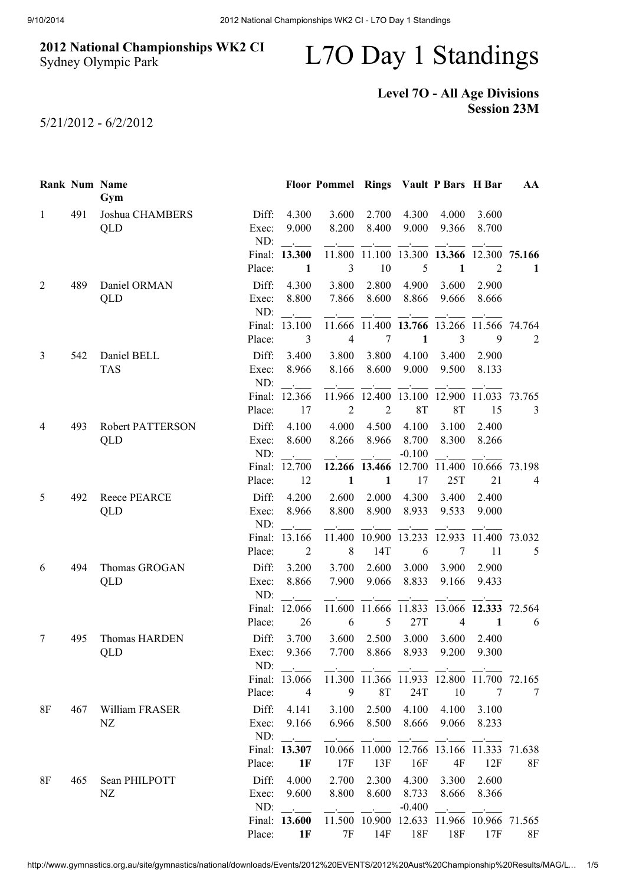**2012 National Championships WK2 CI**
Sydney Olympic Park

# L7O Day 1 Standings

**Level 7O - All Age Divisions**
**Session 23M**

5/21/2012 - 6/2/2012

| Rank | Num | Name / Gym | | Floor | Pommel | Rings | Vault | P Bars | H Bar | AA |
|---|---|---|---|---|---|---|---|---|---|---|
| 1 | 491 | Joshua CHAMBERS | Diff: | 4.300 | 3.600 | 2.700 | 4.300 | 4.000 | 3.600 | |
| | | QLD | Exec: | 9.000 | 8.200 | 8.400 | 9.000 | 9.366 | 8.700 | |
| | | | ND: | | | | | | | |
| | | | Final: | **13.300** | 11.800 | 11.100 | 13.300 | **13.366** | 12.300 | **75.166** |
| | | | Place: | **1** | 3 | 10 | 5 | **1** | 2 | **1** |
| 2 | 489 | Daniel ORMAN | Diff: | 4.300 | 3.800 | 2.800 | 4.900 | 3.600 | 2.900 | |
| | | QLD | Exec: | 8.800 | 7.866 | 8.600 | 8.866 | 9.666 | 8.666 | |
| | | | ND: | | | | | | | |
| | | | Final: | 13.100 | 11.666 | 11.400 | **13.766** | 13.266 | 11.566 | 74.764 |
| | | | Place: | 3 | 4 | 7 | **1** | 3 | 9 | 2 |
| 3 | 542 | Daniel BELL | Diff: | 3.400 | 3.800 | 3.800 | 4.100 | 3.400 | 2.900 | |
| | | TAS | Exec: | 8.966 | 8.166 | 8.600 | 9.000 | 9.500 | 8.133 | |
| | | | ND: | | | | | | | |
| | | | Final: | 12.366 | 11.966 | 12.400 | 13.100 | 12.900 | 11.033 | 73.765 |
| | | | Place: | 17 | 2 | 2 | 8T | 8T | 15 | 3 |
| 4 | 493 | Robert PATTERSON | Diff: | 4.100 | 4.000 | 4.500 | 4.100 | 3.100 | 2.400 | |
| | | QLD | Exec: | 8.600 | 8.266 | 8.966 | 8.700 | 8.300 | 8.266 | |
| | | | ND: | | | | -0.100 | | | |
| | | | Final: | 12.700 | **12.266** | **13.466** | 12.700 | 11.400 | 10.666 | 73.198 |
| | | | Place: | 12 | **1** | **1** | 17 | 25T | 21 | 4 |
| 5 | 492 | Reece PEARCE | Diff: | 4.200 | 2.600 | 2.000 | 4.300 | 3.400 | 2.400 | |
| | | QLD | Exec: | 8.966 | 8.800 | 8.900 | 8.933 | 9.533 | 9.000 | |
| | | | ND: | | | | | | | |
| | | | Final: | 13.166 | 11.400 | 10.900 | 13.233 | 12.933 | 11.400 | 73.032 |
| | | | Place: | 2 | 8 | 14T | 6 | 7 | 11 | 5 |
| 6 | 494 | Thomas GROGAN | Diff: | 3.200 | 3.700 | 2.600 | 3.000 | 3.900 | 2.900 | |
| | | QLD | Exec: | 8.866 | 7.900 | 9.066 | 8.833 | 9.166 | 9.433 | |
| | | | ND: | | | | | | | |
| | | | Final: | 12.066 | 11.600 | 11.666 | 11.833 | 13.066 | **12.333** | 72.564 |
| | | | Place: | 26 | 6 | 5 | 27T | 4 | **1** | 6 |
| 7 | 495 | Thomas HARDEN | Diff: | 3.700 | 3.600 | 2.500 | 3.000 | 3.600 | 2.400 | |
| | | QLD | Exec: | 9.366 | 7.700 | 8.866 | 8.933 | 9.200 | 9.300 | |
| | | | ND: | | | | | | | |
| | | | Final: | 13.066 | 11.300 | 11.366 | 11.933 | 12.800 | 11.700 | 72.165 |
| | | | Place: | 4 | 9 | 8T | 24T | 10 | 7 | 7 |
| 8F | 467 | William FRASER | Diff: | 4.141 | 3.100 | 2.500 | 4.100 | 4.100 | 3.100 | |
| | | NZ | Exec: | 9.166 | 6.966 | 8.500 | 8.666 | 9.066 | 8.233 | |
| | | | ND: | | | | | | | |
| | | | Final: | **13.307** | 10.066 | 11.000 | 12.766 | 13.166 | 11.333 | 71.638 |
| | | | Place: | **1F** | 17F | 13F | 16F | 4F | 12F | 8F |
| 8F | 465 | Sean PHILPOTT | Diff: | 4.000 | 2.700 | 2.300 | 4.300 | 3.300 | 2.600 | |
| | | NZ | Exec: | 9.600 | 8.800 | 8.600 | 8.733 | 8.666 | 8.366 | |
| | | | ND: | | | | -0.400 | | | |
| | | | Final: | **13.600** | 11.500 | 10.900 | 12.633 | 11.966 | 10.966 | 71.565 |
| | | | Place: | **1F** | 7F | 14F | 18F | 18F | 17F | 8F |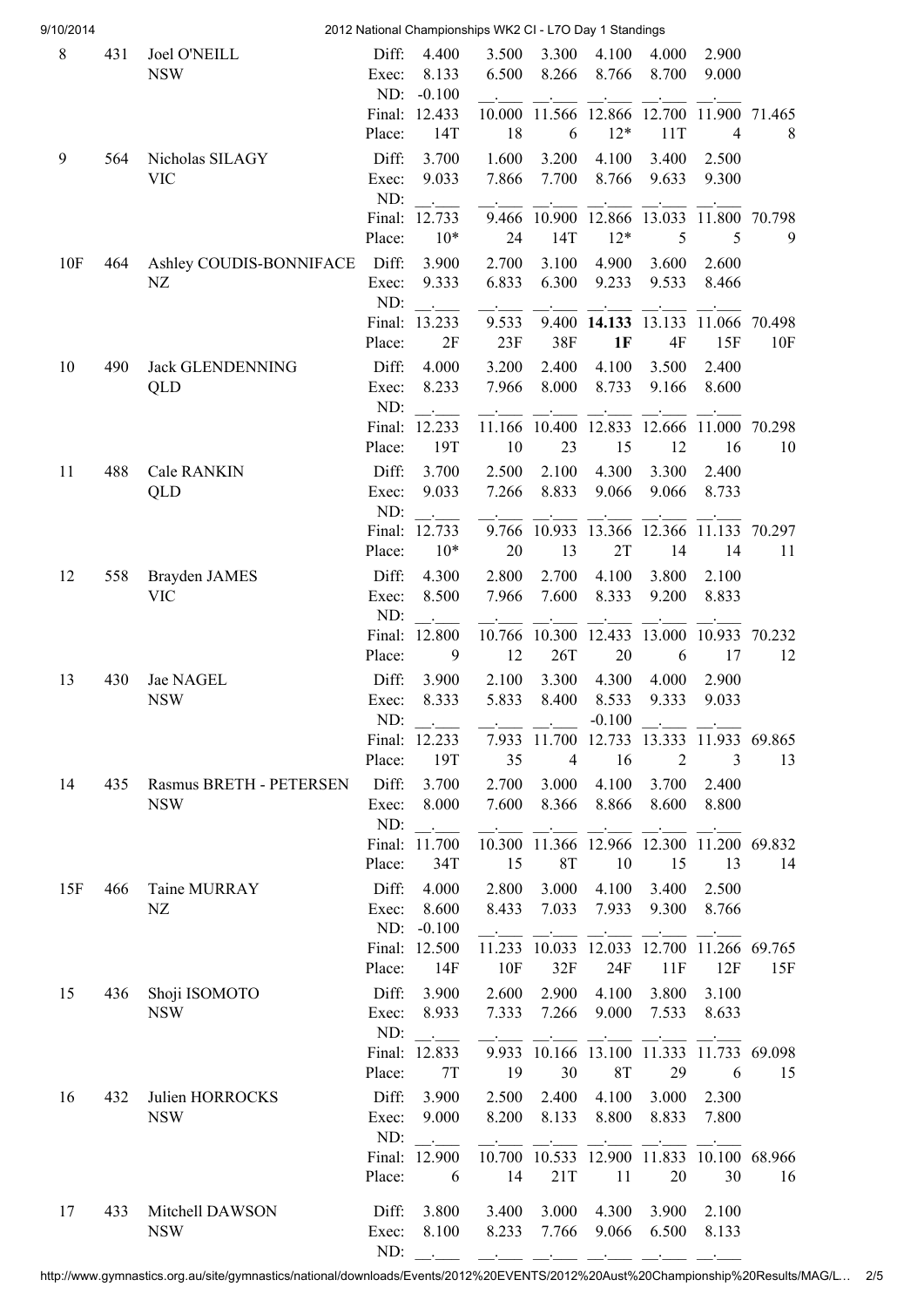| Rank | No. | Name | | | | | | | | | Total |
|---|---|---|---|---|---|---|---|---|---|---|---|
| 8 | 431 | Joel O'NEILL | Diff: | 4.400 | 3.500 | 3.300 | 4.100 | 4.000 | 2.900 | | |
| | | NSW | Exec: | 8.133 | 6.500 | 8.266 | 8.766 | 8.700 | 9.000 | | |
| | | | ND: | -0.100 | \_.\_\_\_ | \_.\_\_\_ | \_.\_\_\_ | \_.\_\_\_ | \_.\_\_\_ | | |
| | | | Final: | 12.433 | 10.000 | 11.566 | 12.866 | 12.700 | 11.900 | 71.465 | |
| | | | Place: | 14T | 18 | 6 | 12* | 11T | 4 | 8 | |
| 9 | 564 | Nicholas SILAGY | Diff: | 3.700 | 1.600 | 3.200 | 4.100 | 3.400 | 2.500 | | |
| | | VIC | Exec: | 9.033 | 7.866 | 7.700 | 8.766 | 9.633 | 9.300 | | |
| | | | ND: | \_.\_\_\_ | \_.\_\_\_ | \_.\_\_\_ | \_.\_\_\_ | \_.\_\_\_ | \_.\_\_\_ | | |
| | | | Final: | 12.733 | 9.466 | 10.900 | 12.866 | 13.033 | 11.800 | 70.798 | |
| | | | Place: | 10* | 24 | 14T | 12* | 5 | 5 | 9 | |
| 10F | 464 | Ashley COUDIS-BONNIFACE | Diff: | 3.900 | 2.700 | 3.100 | 4.900 | 3.600 | 2.600 | | |
| | | NZ | Exec: | 9.333 | 6.833 | 6.300 | 9.233 | 9.533 | 8.466 | | |
| | | | ND: | \_.\_\_\_ | \_.\_\_\_ | \_.\_\_\_ | \_.\_\_\_ | \_.\_\_\_ | \_.\_\_\_ | | |
| | | | Final: | 13.233 | 9.533 | 9.400 | **14.133** | 13.133 | 11.066 | 70.498 | |
| | | | Place: | 2F | 23F | 38F | **1F** | 4F | 15F | 10F | |
| 10 | 490 | Jack GLENDENNING | Diff: | 4.000 | 3.200 | 2.400 | 4.100 | 3.500 | 2.400 | | |
| | | QLD | Exec: | 8.233 | 7.966 | 8.000 | 8.733 | 9.166 | 8.600 | | |
| | | | ND: | \_.\_\_\_ | \_.\_\_\_ | \_.\_\_\_ | \_.\_\_\_ | \_.\_\_\_ | \_.\_\_\_ | | |
| | | | Final: | 12.233 | 11.166 | 10.400 | 12.833 | 12.666 | 11.000 | 70.298 | |
| | | | Place: | 19T | 10 | 23 | 15 | 12 | 16 | 10 | |
| 11 | 488 | Cale RANKIN | Diff: | 3.700 | 2.500 | 2.100 | 4.300 | 3.300 | 2.400 | | |
| | | QLD | Exec: | 9.033 | 7.266 | 8.833 | 9.066 | 9.066 | 8.733 | | |
| | | | ND: | \_.\_\_\_ | \_.\_\_\_ | \_.\_\_\_ | \_.\_\_\_ | \_.\_\_\_ | \_.\_\_\_ | | |
| | | | Final: | 12.733 | 9.766 | 10.933 | 13.366 | 12.366 | 11.133 | 70.297 | |
| | | | Place: | 10* | 20 | 13 | 2T | 14 | 14 | 11 | |
| 12 | 558 | Brayden JAMES | Diff: | 4.300 | 2.800 | 2.700 | 4.100 | 3.800 | 2.100 | | |
| | | VIC | Exec: | 8.500 | 7.966 | 7.600 | 8.333 | 9.200 | 8.833 | | |
| | | | ND: | \_.\_\_\_ | \_.\_\_\_ | \_.\_\_\_ | \_.\_\_\_ | \_.\_\_\_ | \_.\_\_\_ | | |
| | | | Final: | 12.800 | 10.766 | 10.300 | 12.433 | 13.000 | 10.933 | 70.232 | |
| | | | Place: | 9 | 12 | 26T | 20 | 6 | 17 | 12 | |
| 13 | 430 | Jae NAGEL | Diff: | 3.900 | 2.100 | 3.300 | 4.300 | 4.000 | 2.900 | | |
| | | NSW | Exec: | 8.333 | 5.833 | 8.400 | 8.533 | 9.333 | 9.033 | | |
| | | | ND: | \_.\_\_\_ | \_.\_\_\_ | \_.\_\_\_ | -0.100 | \_.\_\_\_ | \_.\_\_\_ | | |
| | | | Final: | 12.233 | 7.933 | 11.700 | 12.733 | 13.333 | 11.933 | 69.865 | |
| | | | Place: | 19T | 35 | 4 | 16 | 2 | 3 | 13 | |
| 14 | 435 | Rasmus BRETH - PETERSEN | Diff: | 3.700 | 2.700 | 3.000 | 4.100 | 3.700 | 2.400 | | |
| | | NSW | Exec: | 8.000 | 7.600 | 8.366 | 8.866 | 8.600 | 8.800 | | |
| | | | ND: | \_.\_\_\_ | \_.\_\_\_ | \_.\_\_\_ | \_.\_\_\_ | \_.\_\_\_ | \_.\_\_\_ | | |
| | | | Final: | 11.700 | 10.300 | 11.366 | 12.966 | 12.300 | 11.200 | 69.832 | |
| | | | Place: | 34T | 15 | 8T | 10 | 15 | 13 | 14 | |
| 15F | 466 | Taine MURRAY | Diff: | 4.000 | 2.800 | 3.000 | 4.100 | 3.400 | 2.500 | | |
| | | NZ | Exec: | 8.600 | 8.433 | 7.033 | 7.933 | 9.300 | 8.766 | | |
| | | | ND: | -0.100 | \_.\_\_\_ | \_.\_\_\_ | \_.\_\_\_ | \_.\_\_\_ | \_.\_\_\_ | | |
| | | | Final: | 12.500 | 11.233 | 10.033 | 12.033 | 12.700 | 11.266 | 69.765 | |
| | | | Place: | 14F | 10F | 32F | 24F | 11F | 12F | 15F | |
| 15 | 436 | Shoji ISOMOTO | Diff: | 3.900 | 2.600 | 2.900 | 4.100 | 3.800 | 3.100 | | |
| | | NSW | Exec: | 8.933 | 7.333 | 7.266 | 9.000 | 7.533 | 8.633 | | |
| | | | ND: | \_.\_\_\_ | \_.\_\_\_ | \_.\_\_\_ | \_.\_\_\_ | \_.\_\_\_ | \_.\_\_\_ | | |
| | | | Final: | 12.833 | 9.933 | 10.166 | 13.100 | 11.333 | 11.733 | 69.098 | |
| | | | Place: | 7T | 19 | 30 | 8T | 29 | 6 | 15 | |
| 16 | 432 | Julien HORROCKS | Diff: | 3.900 | 2.500 | 2.400 | 4.100 | 3.000 | 2.300 | | |
| | | NSW | Exec: | 9.000 | 8.200 | 8.133 | 8.800 | 8.833 | 7.800 | | |
| | | | ND: | \_.\_\_\_ | \_.\_\_\_ | \_.\_\_\_ | \_.\_\_\_ | \_.\_\_\_ | \_.\_\_\_ | | |
| | | | Final: | 12.900 | 10.700 | 10.533 | 12.900 | 11.833 | 10.100 | 68.966 | |
| | | | Place: | 6 | 14 | 21T | 11 | 20 | 30 | 16 | |
| 17 | 433 | Mitchell DAWSON | Diff: | 3.800 | 3.400 | 3.000 | 4.300 | 3.900 | 2.100 | | |
| | | NSW | Exec: | 8.100 | 8.233 | 7.766 | 9.066 | 6.500 | 8.133 | | |
| | | | ND: | \_.\_\_\_ | \_.\_\_\_ | \_.\_\_\_ | \_.\_\_\_ | \_.\_\_\_ | \_.\_\_\_ | | |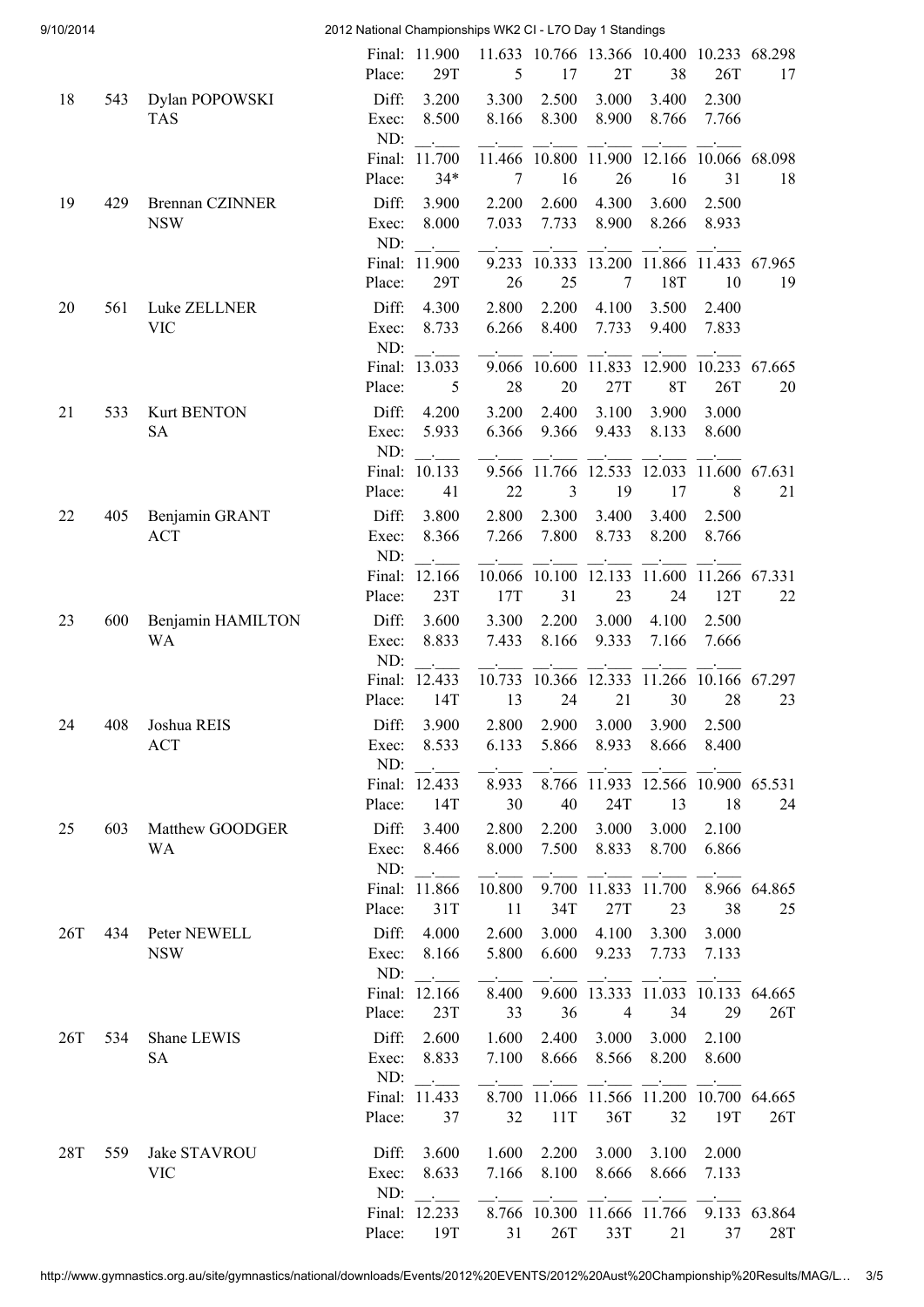| Rank | No. | Name | | Apparatus 1 | Apparatus 2 | Apparatus 3 | Apparatus 4 | Apparatus 5 | Apparatus 6 | Total |
|---|---|---|---|---|---|---|---|---|---|---|
| | | | Final: | 11.900 | 11.633 | 10.766 | 13.366 | 10.400 | 10.233 | 68.298 |
| | | | Place: | 29T | 5 | 17 | 2T | 38 | 26T | 17 |
| 18 | 543 | Dylan POPOWSKI TAS | Diff: | 3.200 | 3.300 | 2.500 | 3.000 | 3.400 | 2.300 | |
| | | | Exec: | 8.500 | 8.166 | 8.300 | 8.900 | 8.766 | 7.766 | |
| | | | ND: | __.___ | __.___ | __.___ | __.___ | __.___ | __.___ | |
| | | | Final: | 11.700 | 11.466 | 10.800 | 11.900 | 12.166 | 10.066 | 68.098 |
| | | | Place: | 34* | 7 | 16 | 26 | 16 | 31 | 18 |
| 19 | 429 | Brennan CZINNER NSW | Diff: | 3.900 | 2.200 | 2.600 | 4.300 | 3.600 | 2.500 | |
| | | | Exec: | 8.000 | 7.033 | 7.733 | 8.900 | 8.266 | 8.933 | |
| | | | ND: | __.___ | __.___ | __.___ | __.___ | __.___ | __.___ | |
| | | | Final: | 11.900 | 9.233 | 10.333 | 13.200 | 11.866 | 11.433 | 67.965 |
| | | | Place: | 29T | 26 | 25 | 7 | 18T | 10 | 19 |
| 20 | 561 | Luke ZELLNER VIC | Diff: | 4.300 | 2.800 | 2.200 | 4.100 | 3.500 | 2.400 | |
| | | | Exec: | 8.733 | 6.266 | 8.400 | 7.733 | 9.400 | 7.833 | |
| | | | ND: | __.___ | __.___ | __.___ | __.___ | __.___ | __.___ | |
| | | | Final: | 13.033 | 9.066 | 10.600 | 11.833 | 12.900 | 10.233 | 67.665 |
| | | | Place: | 5 | 28 | 20 | 27T | 8T | 26T | 20 |
| 21 | 533 | Kurt BENTON SA | Diff: | 4.200 | 3.200 | 2.400 | 3.100 | 3.900 | 3.000 | |
| | | | Exec: | 5.933 | 6.366 | 9.366 | 9.433 | 8.133 | 8.600 | |
| | | | ND: | __.___ | __.___ | __.___ | __.___ | __.___ | __.___ | |
| | | | Final: | 10.133 | 9.566 | 11.766 | 12.533 | 12.033 | 11.600 | 67.631 |
| | | | Place: | 41 | 22 | 3 | 19 | 17 | 8 | 21 |
| 22 | 405 | Benjamin GRANT ACT | Diff: | 3.800 | 2.800 | 2.300 | 3.400 | 3.400 | 2.500 | |
| | | | Exec: | 8.366 | 7.266 | 7.800 | 8.733 | 8.200 | 8.766 | |
| | | | ND: | __.___ | __.___ | __.___ | __.___ | __.___ | __.___ | |
| | | | Final: | 12.166 | 10.066 | 10.100 | 12.133 | 11.600 | 11.266 | 67.331 |
| | | | Place: | 23T | 17T | 31 | 23 | 24 | 12T | 22 |
| 23 | 600 | Benjamin HAMILTON WA | Diff: | 3.600 | 3.300 | 2.200 | 3.000 | 4.100 | 2.500 | |
| | | | Exec: | 8.833 | 7.433 | 8.166 | 9.333 | 7.166 | 7.666 | |
| | | | ND: | __.___ | __.___ | __.___ | __.___ | __.___ | __.___ | |
| | | | Final: | 12.433 | 10.733 | 10.366 | 12.333 | 11.266 | 10.166 | 67.297 |
| | | | Place: | 14T | 13 | 24 | 21 | 30 | 28 | 23 |
| 24 | 408 | Joshua REIS ACT | Diff: | 3.900 | 2.800 | 2.900 | 3.000 | 3.900 | 2.500 | |
| | | | Exec: | 8.533 | 6.133 | 5.866 | 8.933 | 8.666 | 8.400 | |
| | | | ND: | __.___ | __.___ | __.___ | __.___ | __.___ | __.___ | |
| | | | Final: | 12.433 | 8.933 | 8.766 | 11.933 | 12.566 | 10.900 | 65.531 |
| | | | Place: | 14T | 30 | 40 | 24T | 13 | 18 | 24 |
| 25 | 603 | Matthew GOODGER WA | Diff: | 3.400 | 2.800 | 2.200 | 3.000 | 3.000 | 2.100 | |
| | | | Exec: | 8.466 | 8.000 | 7.500 | 8.833 | 8.700 | 6.866 | |
| | | | ND: | __.___ | __.___ | __.___ | __.___ | __.___ | __.___ | |
| | | | Final: | 11.866 | 10.800 | 9.700 | 11.833 | 11.700 | 8.966 | 64.865 |
| | | | Place: | 31T | 11 | 34T | 27T | 23 | 38 | 25 |
| 26T | 434 | Peter NEWELL NSW | Diff: | 4.000 | 2.600 | 3.000 | 4.100 | 3.300 | 3.000 | |
| | | | Exec: | 8.166 | 5.800 | 6.600 | 9.233 | 7.733 | 7.133 | |
| | | | ND: | __.___ | __.___ | __.___ | __.___ | __.___ | __.___ | |
| | | | Final: | 12.166 | 8.400 | 9.600 | 13.333 | 11.033 | 10.133 | 64.665 |
| | | | Place: | 23T | 33 | 36 | 4 | 34 | 29 | 26T |
| 26T | 534 | Shane LEWIS SA | Diff: | 2.600 | 1.600 | 2.400 | 3.000 | 3.000 | 2.100 | |
| | | | Exec: | 8.833 | 7.100 | 8.666 | 8.566 | 8.200 | 8.600 | |
| | | | ND: | __.___ | __.___ | __.___ | __.___ | __.___ | __.___ | |
| | | | Final: | 11.433 | 8.700 | 11.066 | 11.566 | 11.200 | 10.700 | 64.665 |
| | | | Place: | 37 | 32 | 11T | 36T | 32 | 19T | 26T |
| 28T | 559 | Jake STAVROU VIC | Diff: | 3.600 | 1.600 | 2.200 | 3.000 | 3.100 | 2.000 | |
| | | | Exec: | 8.633 | 7.166 | 8.100 | 8.666 | 8.666 | 7.133 | |
| | | | ND: | __.___ | __.___ | __.___ | __.___ | __.___ | __.___ | |
| | | | Final: | 12.233 | 8.766 | 10.300 | 11.666 | 11.766 | 9.133 | 63.864 |
| | | | Place: | 19T | 31 | 26T | 33T | 21 | 37 | 28T |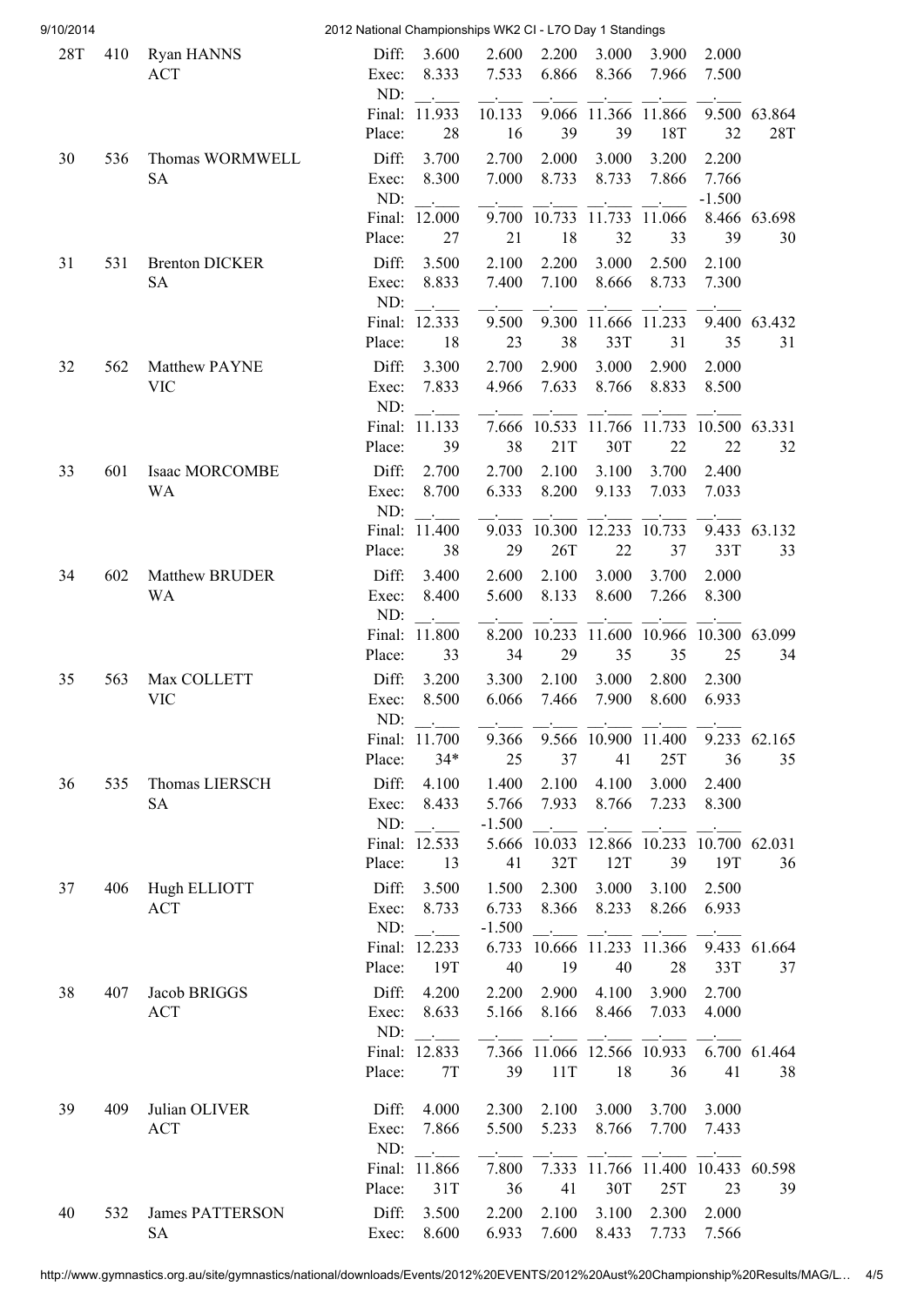| Rank | No. | Name | | | | | | | | | Total |
|---|---|---|---|---|---|---|---|---|---|---|---|
| 28T | 410 | Ryan HANNS<br>ACT | Diff: | 3.600 | 2.600 | 2.200 | 3.000 | 3.900 | 2.000 | | |
| | | | Exec: | 8.333 | 7.533 | 6.866 | 8.366 | 7.966 | 7.500 | | |
| | | | ND: | __.___ | __.___ | __.___ | __.___ | __.___ | __.___ | | |
| | | | Final: | 11.933 | 10.133 | 9.066 | 11.366 | 11.866 | 9.500 | 63.864 | |
| | | | Place: | 28 | 16 | 39 | 39 | 18T | 32 | 28T | |
| 30 | 536 | Thomas WORMWELL<br>SA | Diff: | 3.700 | 2.700 | 2.000 | 3.000 | 3.200 | 2.200 | | |
| | | | Exec: | 8.300 | 7.000 | 8.733 | 8.733 | 7.866 | 7.766 | | |
| | | | ND: | __.___ | __.___ | __.___ | __.___ | __.___ | -1.500 | | |
| | | | Final: | 12.000 | 9.700 | 10.733 | 11.733 | 11.066 | 8.466 | 63.698 | |
| | | | Place: | 27 | 21 | 18 | 32 | 33 | 39 | 30 | |
| 31 | 531 | Brenton DICKER<br>SA | Diff: | 3.500 | 2.100 | 2.200 | 3.000 | 2.500 | 2.100 | | |
| | | | Exec: | 8.833 | 7.400 | 7.100 | 8.666 | 8.733 | 7.300 | | |
| | | | ND: | __.___ | __.___ | __.___ | __.___ | __.___ | __.___ | | |
| | | | Final: | 12.333 | 9.500 | 9.300 | 11.666 | 11.233 | 9.400 | 63.432 | |
| | | | Place: | 18 | 23 | 38 | 33T | 31 | 35 | 31 | |
| 32 | 562 | Matthew PAYNE<br>VIC | Diff: | 3.300 | 2.700 | 2.900 | 3.000 | 2.900 | 2.000 | | |
| | | | Exec: | 7.833 | 4.966 | 7.633 | 8.766 | 8.833 | 8.500 | | |
| | | | ND: | __.___ | __.___ | __.___ | __.___ | __.___ | __.___ | | |
| | | | Final: | 11.133 | 7.666 | 10.533 | 11.766 | 11.733 | 10.500 | 63.331 | |
| | | | Place: | 39 | 38 | 21T | 30T | 22 | 22 | 32 | |
| 33 | 601 | Isaac MORCOMBE<br>WA | Diff: | 2.700 | 2.700 | 2.100 | 3.100 | 3.700 | 2.400 | | |
| | | | Exec: | 8.700 | 6.333 | 8.200 | 9.133 | 7.033 | 7.033 | | |
| | | | ND: | __.___ | __.___ | __.___ | __.___ | __.___ | __.___ | | |
| | | | Final: | 11.400 | 9.033 | 10.300 | 12.233 | 10.733 | 9.433 | 63.132 | |
| | | | Place: | 38 | 29 | 26T | 22 | 37 | 33T | 33 | |
| 34 | 602 | Matthew BRUDER<br>WA | Diff: | 3.400 | 2.600 | 2.100 | 3.000 | 3.700 | 2.000 | | |
| | | | Exec: | 8.400 | 5.600 | 8.133 | 8.600 | 7.266 | 8.300 | | |
| | | | ND: | __.___ | __.___ | __.___ | __.___ | __.___ | __.___ | | |
| | | | Final: | 11.800 | 8.200 | 10.233 | 11.600 | 10.966 | 10.300 | 63.099 | |
| | | | Place: | 33 | 34 | 29 | 35 | 35 | 25 | 34 | |
| 35 | 563 | Max COLLETT<br>VIC | Diff: | 3.200 | 3.300 | 2.100 | 3.000 | 2.800 | 2.300 | | |
| | | | Exec: | 8.500 | 6.066 | 7.466 | 7.900 | 8.600 | 6.933 | | |
| | | | ND: | __.___ | __.___ | __.___ | __.___ | __.___ | __.___ | | |
| | | | Final: | 11.700 | 9.366 | 9.566 | 10.900 | 11.400 | 9.233 | 62.165 | |
| | | | Place: | 34* | 25 | 37 | 41 | 25T | 36 | 35 | |
| 36 | 535 | Thomas LIERSCH<br>SA | Diff: | 4.100 | 1.400 | 2.100 | 4.100 | 3.000 | 2.400 | | |
| | | | Exec: | 8.433 | 5.766 | 7.933 | 8.766 | 7.233 | 8.300 | | |
| | | | ND: | __.___ | -1.500 | __.___ | __.___ | __.___ | __.___ | | |
| | | | Final: | 12.533 | 5.666 | 10.033 | 12.866 | 10.233 | 10.700 | 62.031 | |
| | | | Place: | 13 | 41 | 32T | 12T | 39 | 19T | 36 | |
| 37 | 406 | Hugh ELLIOTT<br>ACT | Diff: | 3.500 | 1.500 | 2.300 | 3.000 | 3.100 | 2.500 | | |
| | | | Exec: | 8.733 | 6.733 | 8.366 | 8.233 | 8.266 | 6.933 | | |
| | | | ND: | __.___ | -1.500 | __.___ | __.___ | __.___ | __.___ | | |
| | | | Final: | 12.233 | 6.733 | 10.666 | 11.233 | 11.366 | 9.433 | 61.664 | |
| | | | Place: | 19T | 40 | 19 | 40 | 28 | 33T | 37 | |
| 38 | 407 | Jacob BRIGGS<br>ACT | Diff: | 4.200 | 2.200 | 2.900 | 4.100 | 3.900 | 2.700 | | |
| | | | Exec: | 8.633 | 5.166 | 8.166 | 8.466 | 7.033 | 4.000 | | |
| | | | ND: | __.___ | __.___ | __.___ | __.___ | __.___ | __.___ | | |
| | | | Final: | 12.833 | 7.366 | 11.066 | 12.566 | 10.933 | 6.700 | 61.464 | |
| | | | Place: | 7T | 39 | 11T | 18 | 36 | 41 | 38 | |
| 39 | 409 | Julian OLIVER<br>ACT | Diff: | 4.000 | 2.300 | 2.100 | 3.000 | 3.700 | 3.000 | | |
| | | | Exec: | 7.866 | 5.500 | 5.233 | 8.766 | 7.700 | 7.433 | | |
| | | | ND: | __.___ | __.___ | __.___ | __.___ | __.___ | __.___ | | |
| | | | Final: | 11.866 | 7.800 | 7.333 | 11.766 | 11.400 | 10.433 | 60.598 | |
| | | | Place: | 31T | 36 | 41 | 30T | 25T | 23 | 39 | |
| 40 | 532 | James PATTERSON<br>SA | Diff: | 3.500 | 2.200 | 2.100 | 3.100 | 2.300 | 2.000 | | |
| | | | Exec: | 8.600 | 6.933 | 7.600 | 8.433 | 7.733 | 7.566 | | |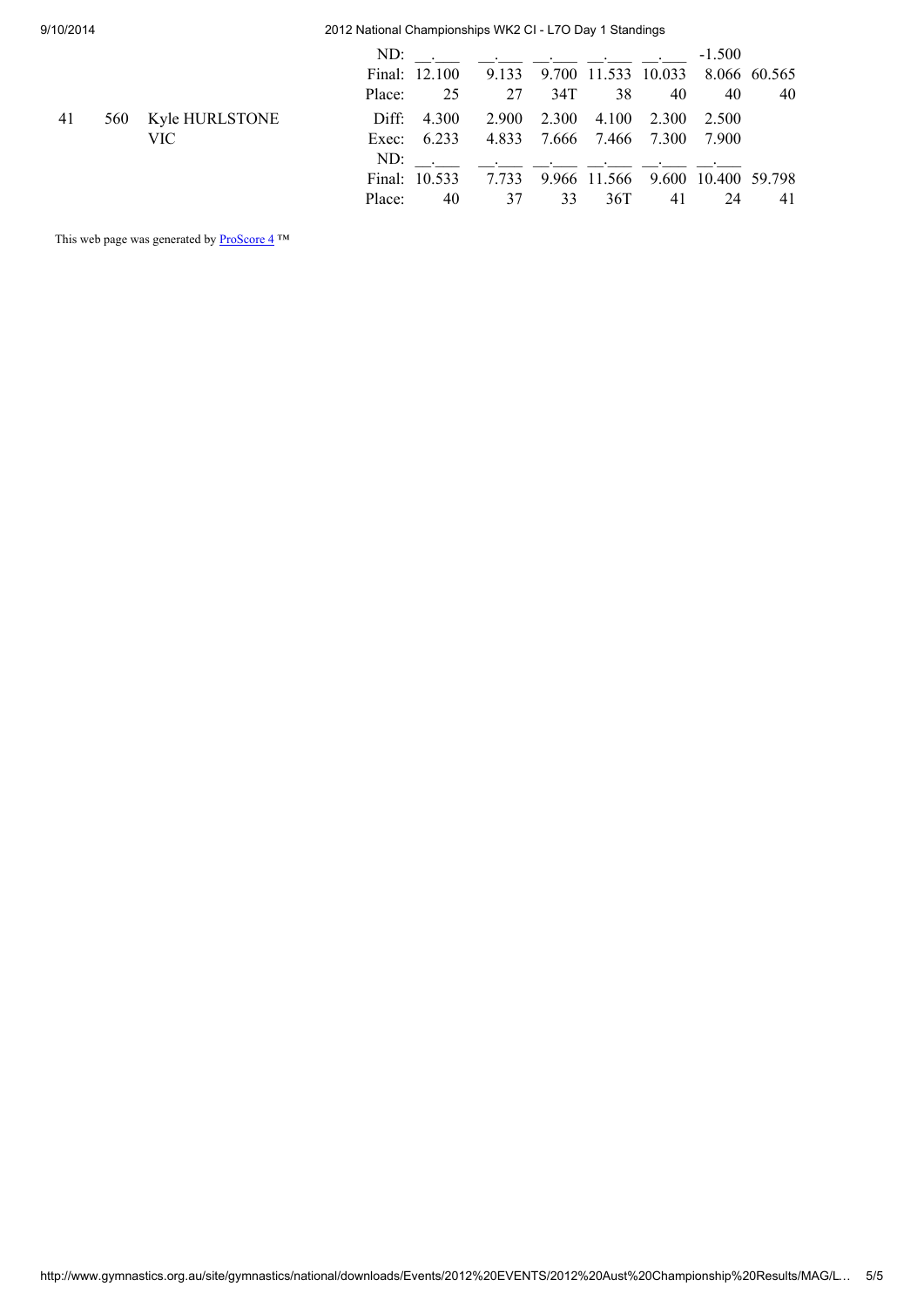| | | | | | | | | | | |
|---|---|---|---|---|---|---|---|---|---|---|
| | | | ND: | \_\_.\_\_\_ | \_\_.\_\_\_ | \_\_.\_\_\_ | \_\_.\_\_\_ | \_\_.\_\_\_ | -1.500 | |
| | | | Final: | 12.100 | 9.133 | 9.700 | 11.533 | 10.033 | 8.066 | 60.565 |
| | | | Place: | 25 | 27 | 34T | 38 | 40 | 40 | 40 |
| 41 | 560 | Kyle HURLSTONE | Diff: | 4.300 | 2.900 | 2.300 | 4.100 | 2.300 | 2.500 | |
| | | VIC | Exec: | 6.233 | 4.833 | 7.666 | 7.466 | 7.300 | 7.900 | |
| | | | ND: | \_\_.\_\_\_ | \_\_.\_\_\_ | \_\_.\_\_\_ | \_\_.\_\_\_ | \_\_.\_\_\_ | \_\_.\_\_\_ | |
| | | | Final: | 10.533 | 7.733 | 9.966 | 11.566 | 9.600 | 10.400 | 59.798 |
| | | | Place: | 40 | 37 | 33 | 36T | 41 | 24 | 41 |

This web page was generated by ProScore 4 ™